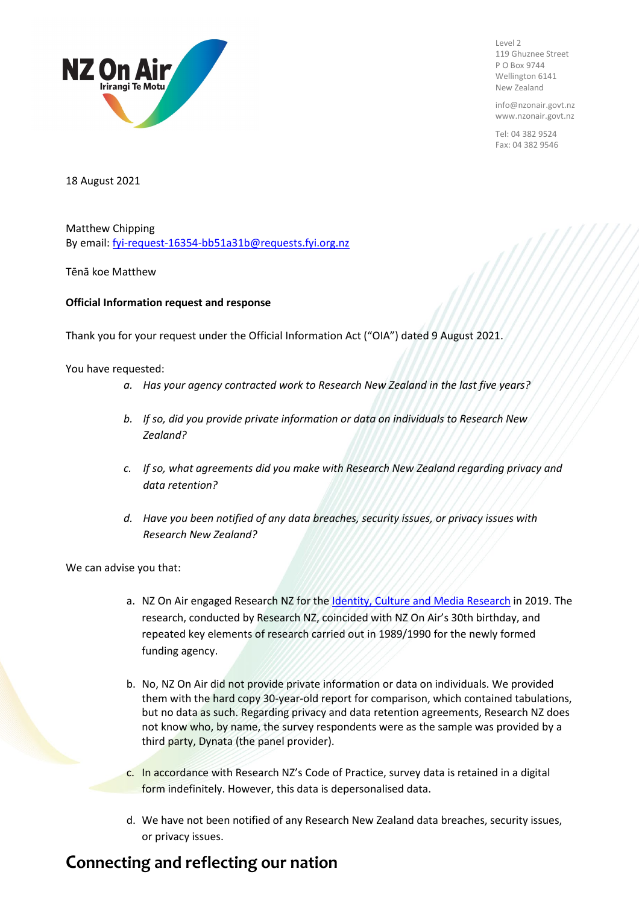NZ On Air
Irirangi Te Motu

Level 2
119 Ghuznee Street
P O Box 9744
Wellington 6141
New Zealand

info@nzonair.govt.nz
www.nzonair.govt.nz

Tel: 04 382 9524
Fax: 04 382 9546

18 August 2021

Matthew Chipping
By email: fyi-request-16354-bb51a31b@requests.fyi.org.nz

Tēnā koe Matthew

**Official Information request and response**

Thank you for your request under the Official Information Act ("OIA") dated 9 August 2021.

You have requested:

a. *Has your agency contracted work to Research New Zealand in the last five years?*

b. *If so, did you provide private information or data on individuals to Research New Zealand?*

c. *If so, what agreements did you make with Research New Zealand regarding privacy and data retention?*

d. *Have you been notified of any data breaches, security issues, or privacy issues with Research New Zealand?*

We can advise you that:

a. NZ On Air engaged Research NZ for the Identity, Culture and Media Research in 2019. The research, conducted by Research NZ, coincided with NZ On Air's 30th birthday, and repeated key elements of research carried out in 1989/1990 for the newly formed funding agency.

b. No, NZ On Air did not provide private information or data on individuals. We provided them with the hard copy 30-year-old report for comparison, which contained tabulations, but no data as such. Regarding privacy and data retention agreements, Research NZ does not know who, by name, the survey respondents were as the sample was provided by a third party, Dynata (the panel provider).

c. In accordance with Research NZ's Code of Practice, survey data is retained in a digital form indefinitely. However, this data is depersonalised data.

d. We have not been notified of any Research New Zealand data breaches, security issues, or privacy issues.

## Connecting and reflecting our nation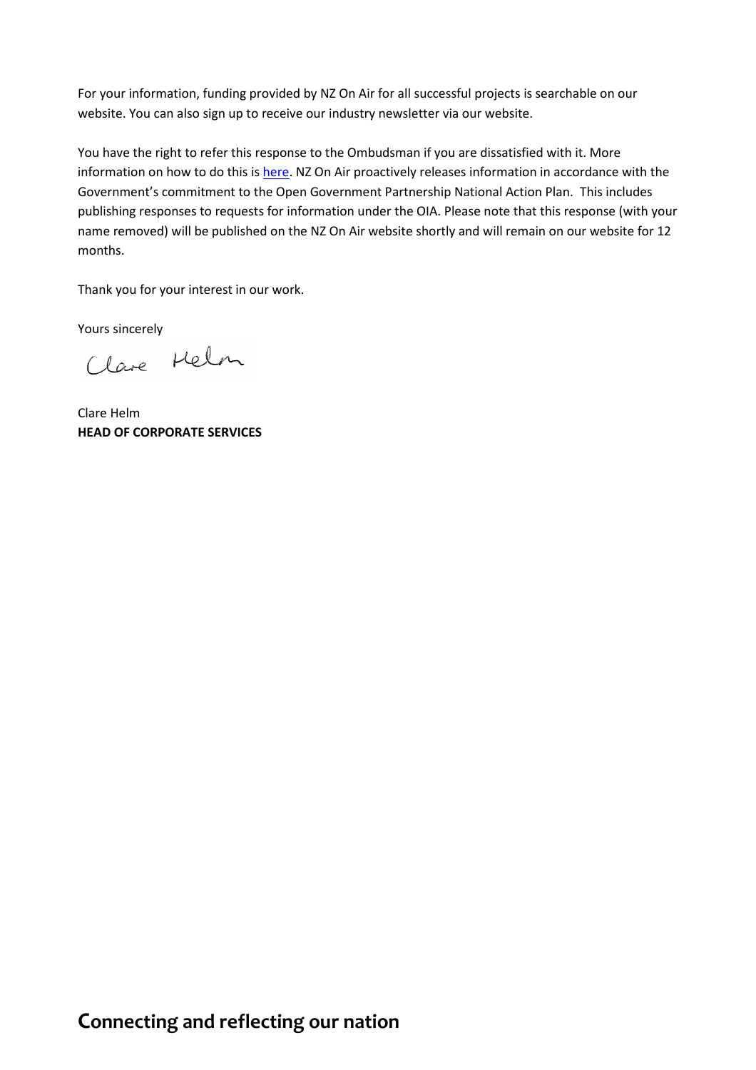For your information, funding provided by NZ On Air for all successful projects is searchable on our website. You can also sign up to receive our industry newsletter via our website.

You have the right to refer this response to the Ombudsman if you are dissatisfied with it. More information on how to do this is here. NZ On Air proactively releases information in accordance with the Government's commitment to the Open Government Partnership National Action Plan. This includes publishing responses to requests for information under the OIA. Please note that this response (with your name removed) will be published on the NZ On Air website shortly and will remain on our website for 12 months.

Thank you for your interest in our work.

Yours sincerely

Clare Helm

Clare Helm
**HEAD OF CORPORATE SERVICES**

## Connecting and reflecting our nation